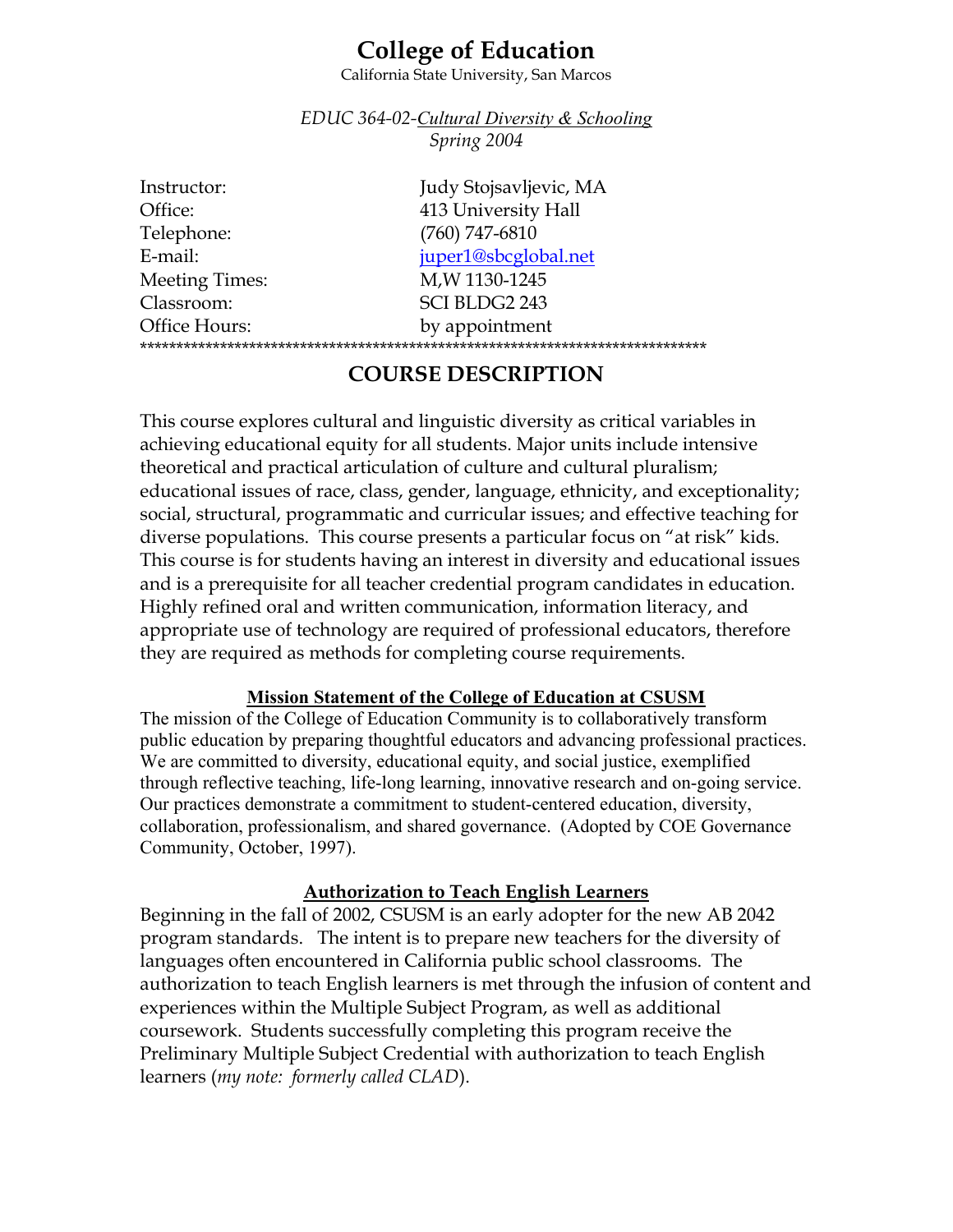# College of Education

California State University, San Marcos

*EDUC 364-02-Cultural Diversity & Schooling*
*Spring 2004*

| | |
|---|---|
| Instructor: | Judy Stojsavljevic, MA |
| Office: | 413 University Hall |
| Telephone: | (760) 747-6810 |
| E-mail: | juper1@sbcglobal.net |
| Meeting Times: | M,W 1130-1245 |
| Classroom: | SCI BLDG2 243 |
| Office Hours: | by appointment |

*******************************************************************************

## COURSE DESCRIPTION

This course explores cultural and linguistic diversity as critical variables in achieving educational equity for all students. Major units include intensive theoretical and practical articulation of culture and cultural pluralism; educational issues of race, class, gender, language, ethnicity, and exceptionality; social, structural, programmatic and curricular issues; and effective teaching for diverse populations. This course presents a particular focus on "at risk" kids. This course is for students having an interest in diversity and educational issues and is a prerequisite for all teacher credential program candidates in education. Highly refined oral and written communication, information literacy, and appropriate use of technology are required of professional educators, therefore they are required as methods for completing course requirements.

### Mission Statement of the College of Education at CSUSM

The mission of the College of Education Community is to collaboratively transform public education by preparing thoughtful educators and advancing professional practices. We are committed to diversity, educational equity, and social justice, exemplified through reflective teaching, life-long learning, innovative research and on-going service. Our practices demonstrate a commitment to student-centered education, diversity, collaboration, professionalism, and shared governance. (Adopted by COE Governance Community, October, 1997).

### Authorization to Teach English Learners

Beginning in the fall of 2002, CSUSM is an early adopter for the new AB 2042 program standards. The intent is to prepare new teachers for the diversity of languages often encountered in California public school classrooms. The authorization to teach English learners is met through the infusion of content and experiences within the Multiple Subject Program, as well as additional coursework. Students successfully completing this program receive the Preliminary Multiple Subject Credential with authorization to teach English learners (*my note: formerly called CLAD*).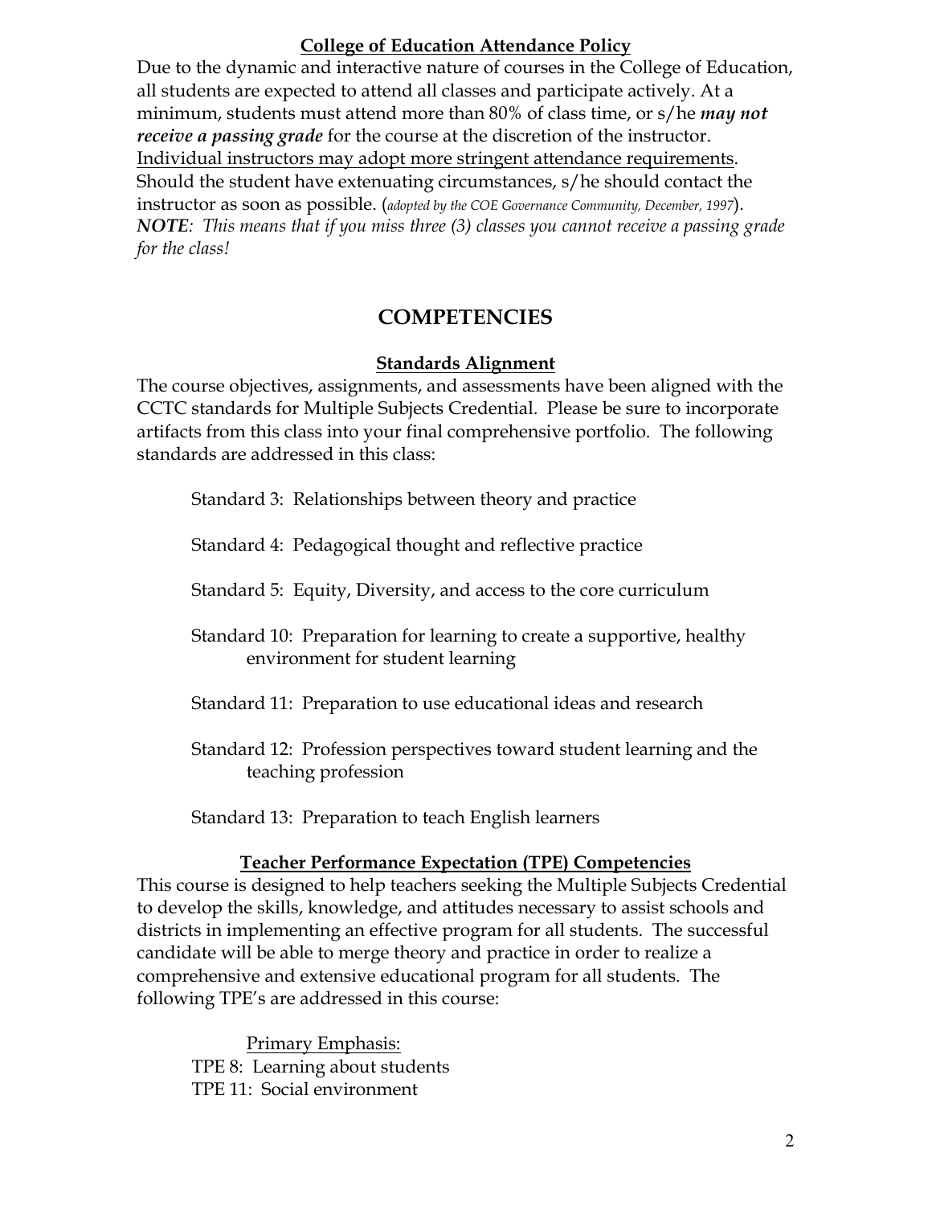### College of Education Attendance Policy

Due to the dynamic and interactive nature of courses in the College of Education, all students are expected to attend all classes and participate actively. At a minimum, students must attend more than 80% of class time, or s/he ***may not receive a passing grade*** for the course at the discretion of the instructor. <u>Individual instructors may adopt more stringent attendance requirements</u>. Should the student have extenuating circumstances, s/he should contact the instructor as soon as possible. (*adopted by the COE Governance Community, December, 1997*).
***NOTE****: This means that if you miss three (3) classes you cannot receive a passing grade for the class!*

## COMPETENCIES

### Standards Alignment

The course objectives, assignments, and assessments have been aligned with the CCTC standards for Multiple Subjects Credential. Please be sure to incorporate artifacts from this class into your final comprehensive portfolio. The following standards are addressed in this class:

- Standard 3: Relationships between theory and practice
- Standard 4: Pedagogical thought and reflective practice
- Standard 5: Equity, Diversity, and access to the core curriculum
- Standard 10: Preparation for learning to create a supportive, healthy environment for student learning
- Standard 11: Preparation to use educational ideas and research
- Standard 12: Profession perspectives toward student learning and the teaching profession
- Standard 13: Preparation to teach English learners

### Teacher Performance Expectation (TPE) Competencies

This course is designed to help teachers seeking the Multiple Subjects Credential to develop the skills, knowledge, and attitudes necessary to assist schools and districts in implementing an effective program for all students. The successful candidate will be able to merge theory and practice in order to realize a comprehensive and extensive educational program for all students. The following TPE's are addressed in this course:

<u>Primary Emphasis:</u>
TPE 8: Learning about students
TPE 11: Social environment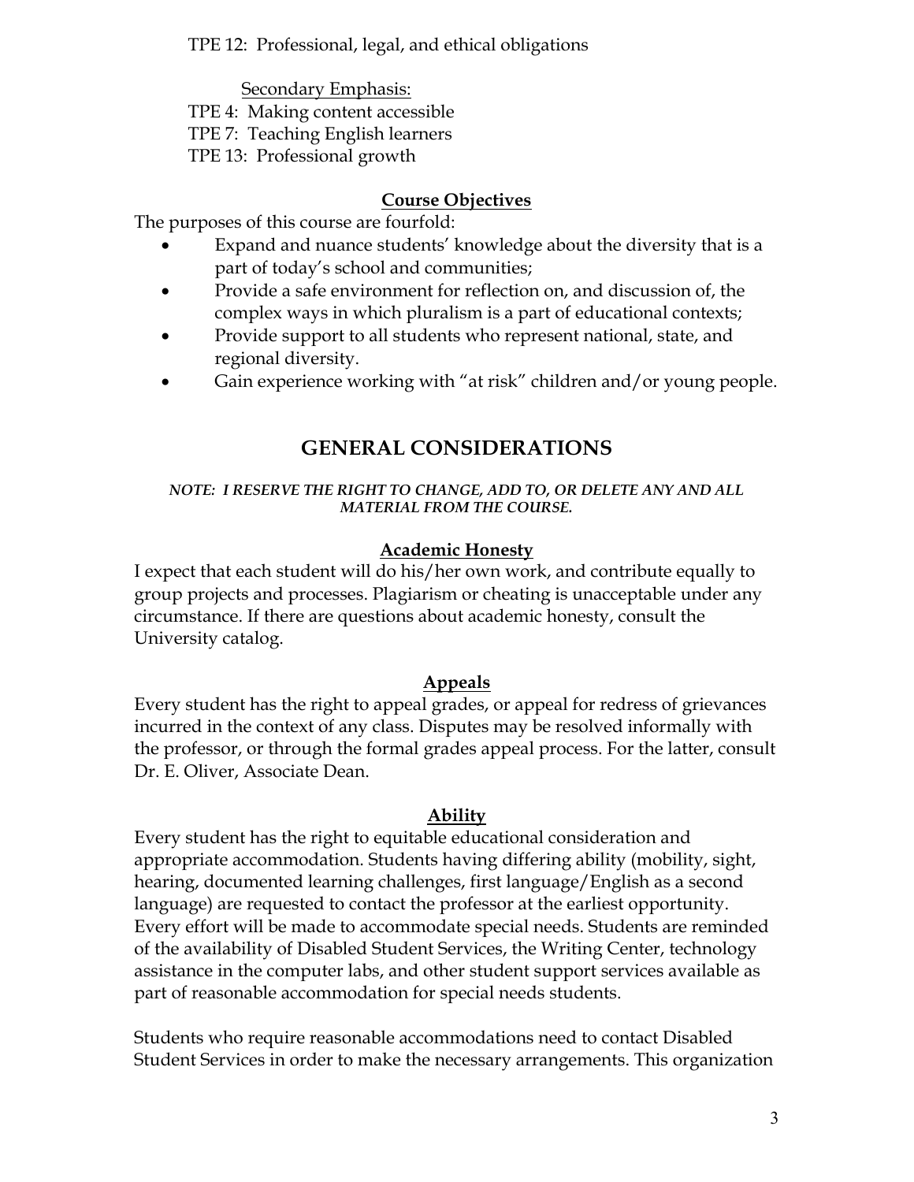TPE 12: Professional, legal, and ethical obligations

Secondary Emphasis:

TPE 4: Making content accessible
TPE 7: Teaching English learners
TPE 13: Professional growth

### Course Objectives

The purposes of this course are fourfold:

- Expand and nuance students' knowledge about the diversity that is a part of today's school and communities;
- Provide a safe environment for reflection on, and discussion of, the complex ways in which pluralism is a part of educational contexts;
- Provide support to all students who represent national, state, and regional diversity.
- Gain experience working with "at risk" children and/or young people.

## GENERAL CONSIDERATIONS

***NOTE: I RESERVE THE RIGHT TO CHANGE, ADD TO, OR DELETE ANY AND ALL MATERIAL FROM THE COURSE.***

### Academic Honesty

I expect that each student will do his/her own work, and contribute equally to group projects and processes. Plagiarism or cheating is unacceptable under any circumstance. If there are questions about academic honesty, consult the University catalog.

### Appeals

Every student has the right to appeal grades, or appeal for redress of grievances incurred in the context of any class. Disputes may be resolved informally with the professor, or through the formal grades appeal process. For the latter, consult Dr. E. Oliver, Associate Dean.

### Ability

Every student has the right to equitable educational consideration and appropriate accommodation. Students having differing ability (mobility, sight, hearing, documented learning challenges, first language/English as a second language) are requested to contact the professor at the earliest opportunity. Every effort will be made to accommodate special needs. Students are reminded of the availability of Disabled Student Services, the Writing Center, technology assistance in the computer labs, and other student support services available as part of reasonable accommodation for special needs students.

Students who require reasonable accommodations need to contact Disabled Student Services in order to make the necessary arrangements. This organization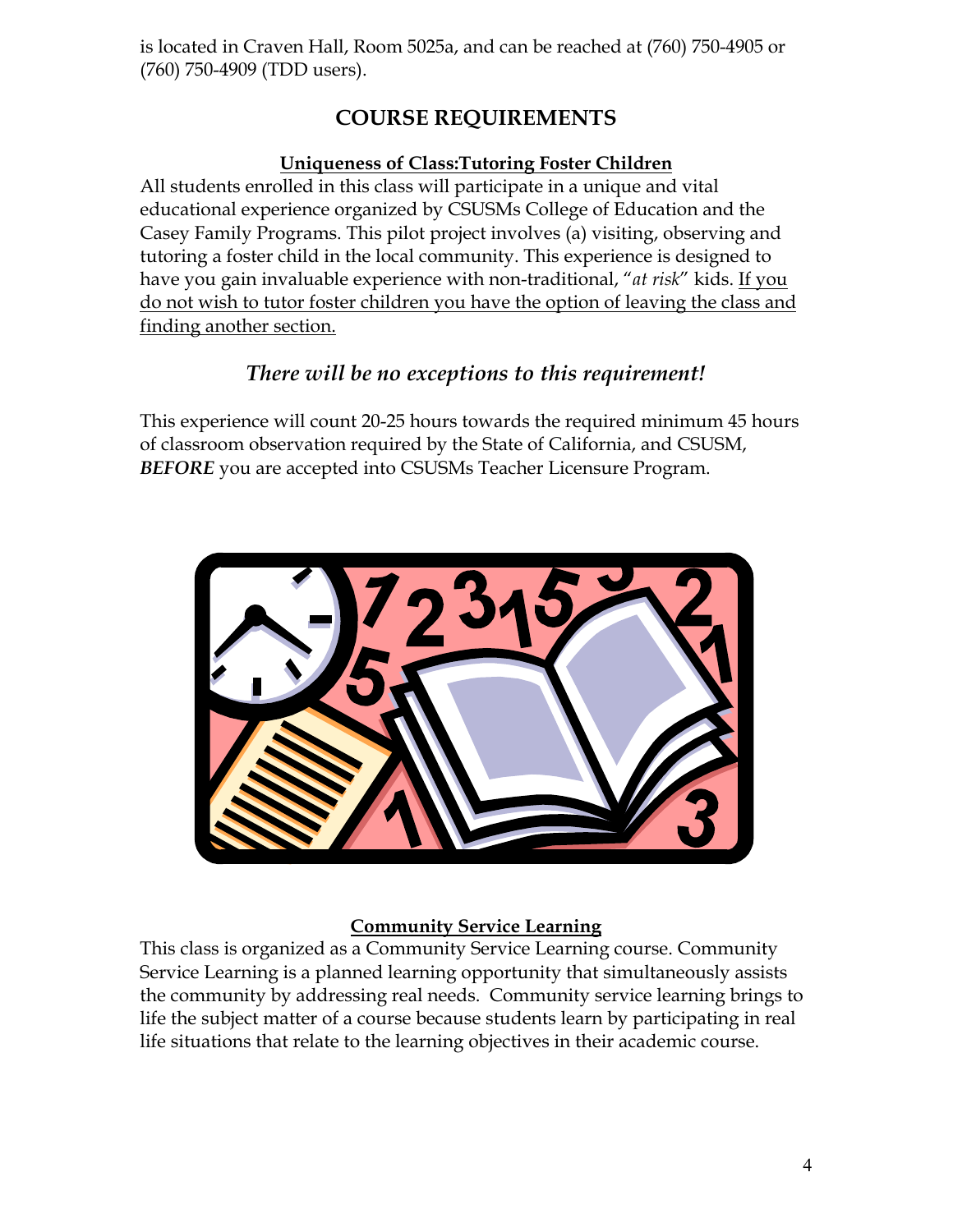is located in Craven Hall, Room 5025a, and can be reached at (760) 750-4905 or (760) 750-4909 (TDD users).

## COURSE REQUIREMENTS

### Uniqueness of Class:Tutoring Foster Children

All students enrolled in this class will participate in a unique and vital educational experience organized by CSUSMs College of Education and the Casey Family Programs. This pilot project involves (a) visiting, observing and tutoring a foster child in the local community. This experience is designed to have you gain invaluable experience with non-traditional, "*at risk*" kids. If you do not wish to tutor foster children you have the option of leaving the class and finding another section.

***There will be no exceptions to this requirement!***

This experience will count 20-25 hours towards the required minimum 45 hours of classroom observation required by the State of California, and CSUSM, ***BEFORE*** you are accepted into CSUSMs Teacher Licensure Program.

### Community Service Learning

This class is organized as a Community Service Learning course. Community Service Learning is a planned learning opportunity that simultaneously assists the community by addressing real needs. Community service learning brings to life the subject matter of a course because students learn by participating in real life situations that relate to the learning objectives in their academic course.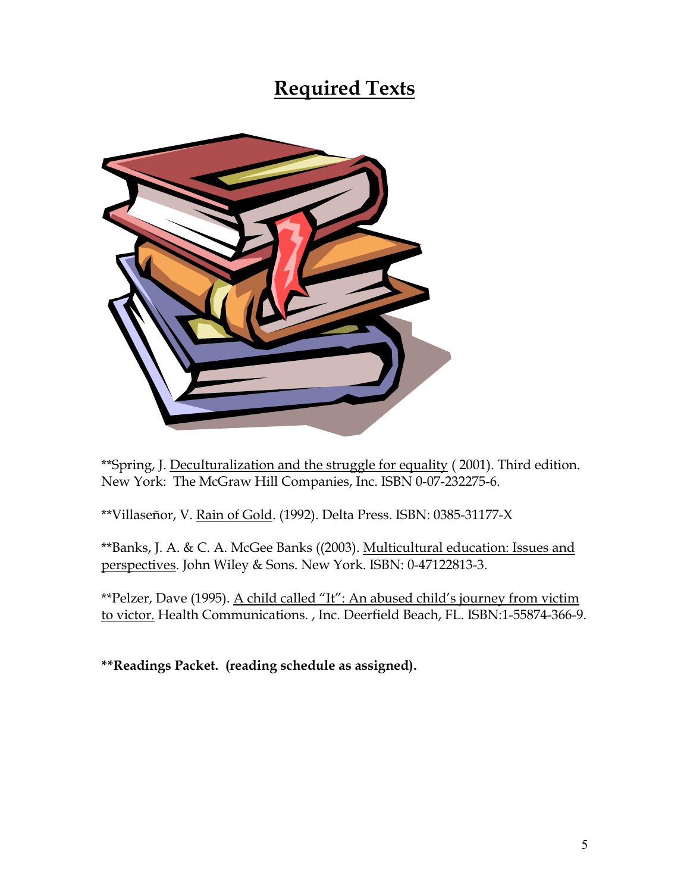# Required Texts

**Spring, J. Deculturalization and the struggle for equality ( 2001). Third edition. New York:  The McGraw Hill Companies, Inc. ISBN 0-07-232275-6.

**Villaseñor, V. Rain of Gold. (1992). Delta Press. ISBN: 0385-31177-X

**Banks, J. A. & C. A. McGee Banks ((2003). Multicultural education: Issues and perspectives. John Wiley & Sons. New York. ISBN: 0-47122813-3.

**Pelzer, Dave (1995). A child called "It": An abused child's journey from victim to victor. Health Communications. , Inc. Deerfield Beach, FL. ISBN:1-55874-366-9.

****Readings Packet.  (reading schedule as assigned).**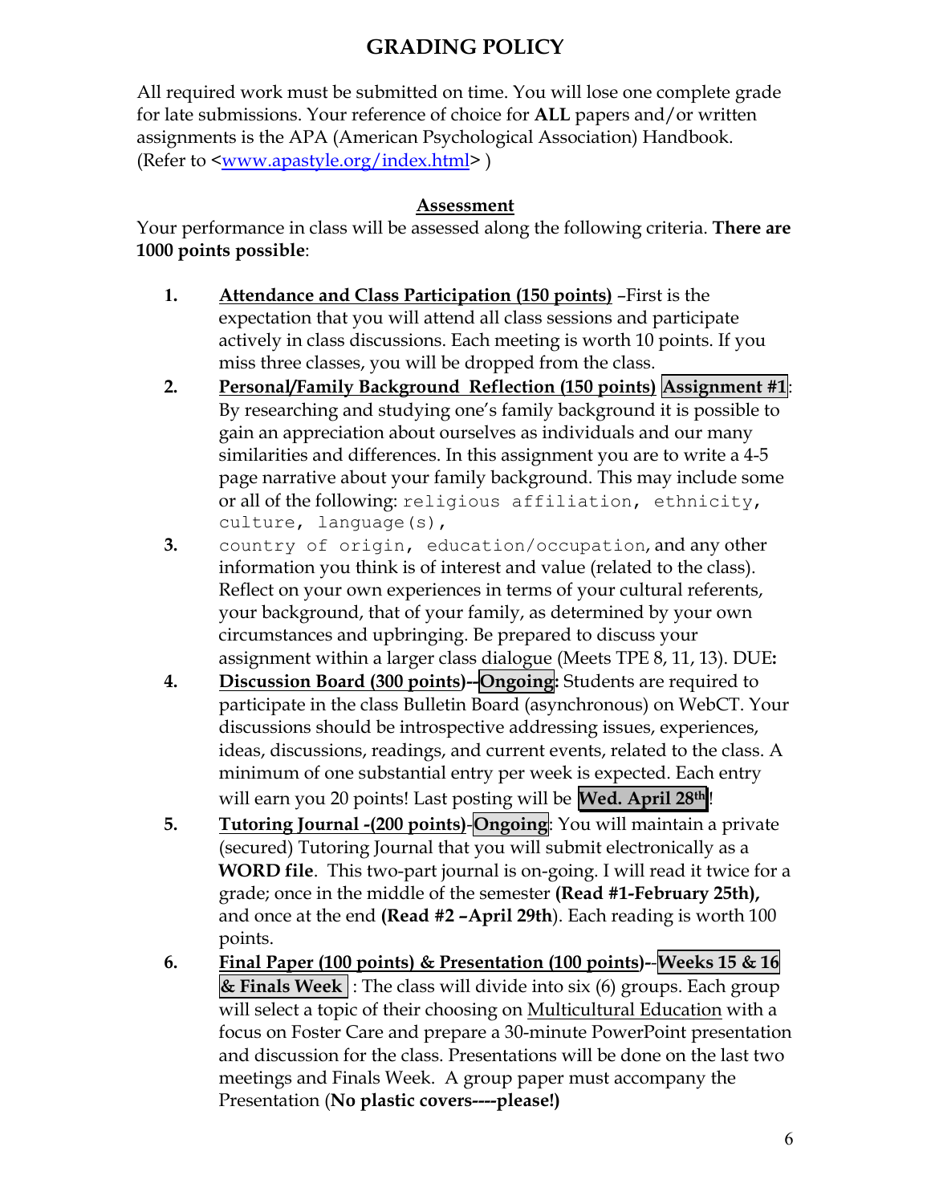# GRADING POLICY

All required work must be submitted on time. You will lose one complete grade for late submissions. Your reference of choice for **ALL** papers and/or written assignments is the APA (American Psychological Association) Handbook. (Refer to <www.apastyle.org/index.html> )

## Assessment

Your performance in class will be assessed along the following criteria. **There are 1000 points possible**:

1. **Attendance and Class Participation (150 points)** –First is the expectation that you will attend all class sessions and participate actively in class discussions. Each meeting is worth 10 points. If you miss three classes, you will be dropped from the class.
2. **Personal/Family Background Reflection (150 points)** **Assignment #1**: By researching and studying one's family background it is possible to gain an appreciation about ourselves as individuals and our many similarities and differences. In this assignment you are to write a 4-5 page narrative about your family background. This may include some or all of the following: religious affiliation, ethnicity, culture, language(s),
3. country of origin, education/occupation, and any other information you think is of interest and value (related to the class). Reflect on your own experiences in terms of your cultural referents, your background, that of your family, as determined by your own circumstances and upbringing. Be prepared to discuss your assignment within a larger class dialogue (Meets TPE 8, 11, 13). DUE**:**
4. **Discussion Board (300 points)--Ongoing:** Students are required to participate in the class Bulletin Board (asynchronous) on WebCT. Your discussions should be introspective addressing issues, experiences, ideas, discussions, readings, and current events, related to the class. A minimum of one substantial entry per week is expected. Each entry will earn you 20 points! Last posting will be **Wed. April 28th**!
5. **Tutoring Journal -(200 points)**-**Ongoing**: You will maintain a private (secured) Tutoring Journal that you will submit electronically as a **WORD file**. This two-part journal is on-going. I will read it twice for a grade; once in the middle of the semester **(Read #1-February 25th),** and once at the end **(Read #2 –April 29th)**. Each reading is worth 100 points.
6. **Final Paper (100 points) & Presentation (100 points)**--**Weeks 15 & 16 & Finals Week** : The class will divide into six (6) groups. Each group will select a topic of their choosing on Multicultural Education with a focus on Foster Care and prepare a 30-minute PowerPoint presentation and discussion for the class. Presentations will be done on the last two meetings and Finals Week. A group paper must accompany the Presentation (**No plastic covers----please!)**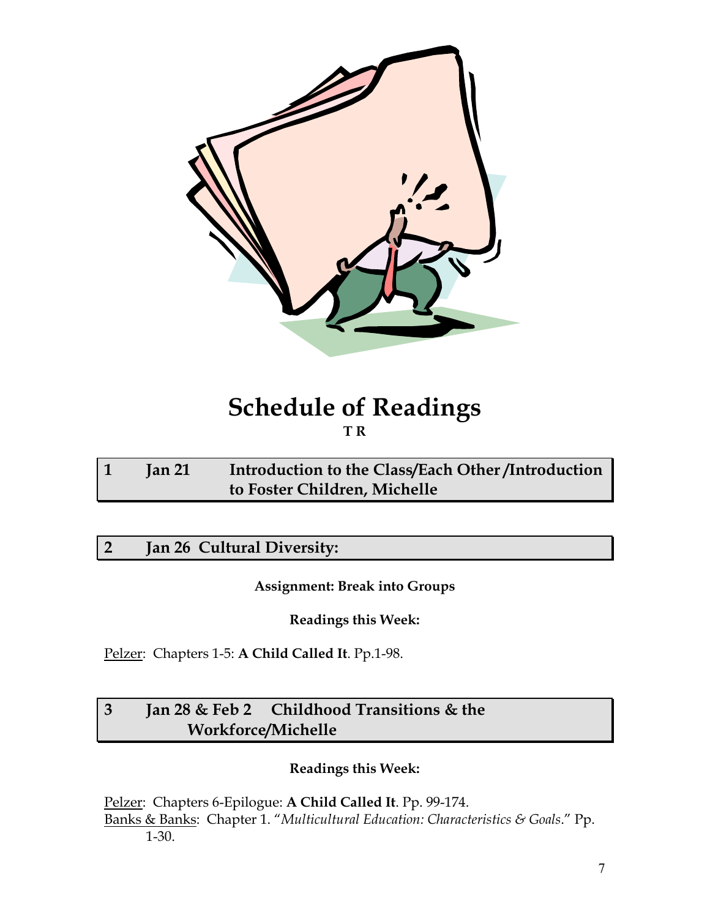# Schedule of Readings

**T R**

| 1 | Jan 21 | Introduction to the Class/Each Other /Introduction to Foster Children, Michelle |
|---|---|---|

**2 Jan 26 Cultural Diversity:**

**Assignment: Break into Groups**

**Readings this Week:**

Pelzer: Chapters 1-5: **A Child Called It**. Pp.1-98.

**3 Jan 28 & Feb 2 Childhood Transitions & the Workforce/Michelle**

**Readings this Week:**

Pelzer: Chapters 6-Epilogue: **A Child Called It**. Pp. 99-174.
Banks & Banks: Chapter 1. "*Multicultural Education: Characteristics & Goals*." Pp. 1-30.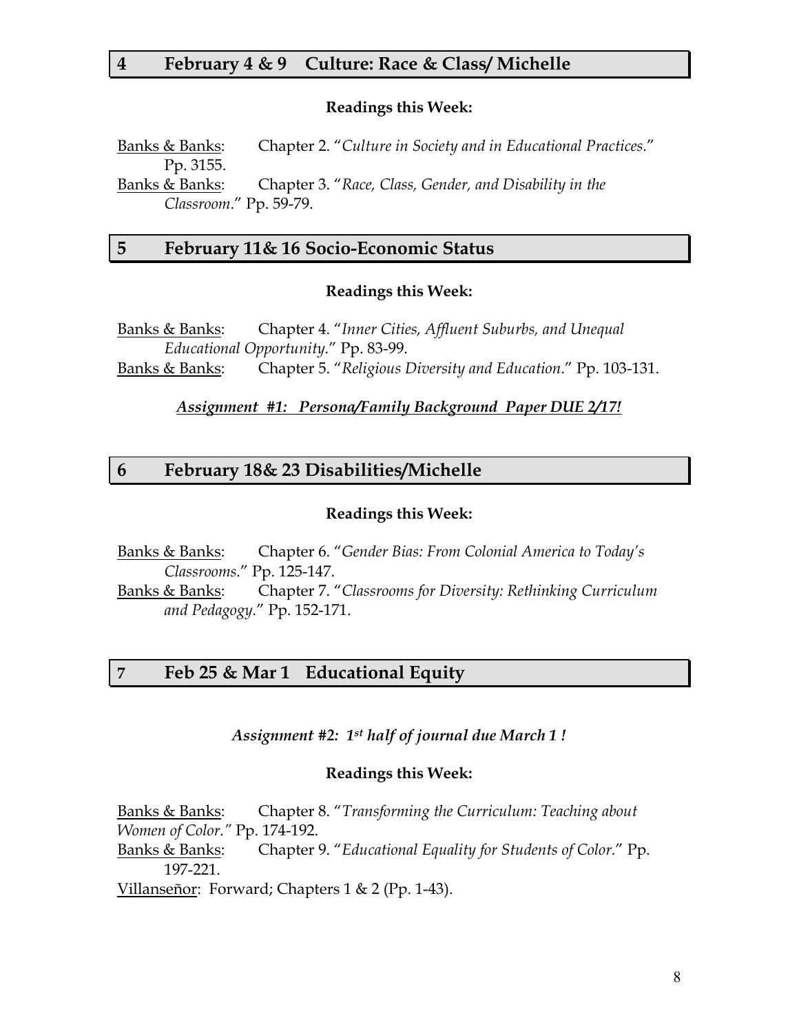## 4 February 4 & 9 Culture: Race & Class/ Michelle

**Readings this Week:**

Banks & Banks: Chapter 2. "*Culture in Society and in Educational Practices.*" Pp. 3155.

Banks & Banks: Chapter 3. "*Race, Class, Gender, and Disability in the Classroom*." Pp. 59-79.

## 5 February 11& 16 Socio-Economic Status

**Readings this Week:**

Banks & Banks: Chapter 4. "*Inner Cities, Affluent Suburbs, and Unequal Educational Opportunity.*" Pp. 83-99.

Banks & Banks: Chapter 5. "*Religious Diversity and Education*." Pp. 103-131.

***Assignment #1: Persona/Family Background Paper DUE 2/17!***

## 6 February 18& 23 Disabilities/Michelle

**Readings this Week:**

Banks & Banks: Chapter 6. "*Gender Bias: From Colonial America to Today's Classrooms.*" Pp. 125-147.

Banks & Banks: Chapter 7. "*Classrooms for Diversity: Rethinking Curriculum and Pedagogy*." Pp. 152-171.

## 7 Feb 25 & Mar 1 Educational Equity

***Assignment #2: 1st half of journal due March 1 !***

**Readings this Week:**

Banks & Banks: Chapter 8. "*Transforming the Curriculum: Teaching about Women of Color."* Pp. 174-192.

Banks & Banks: Chapter 9. "*Educational Equality for Students of Color.*" Pp. 197-221.

Villanseñor: Forward; Chapters 1 & 2 (Pp. 1-43).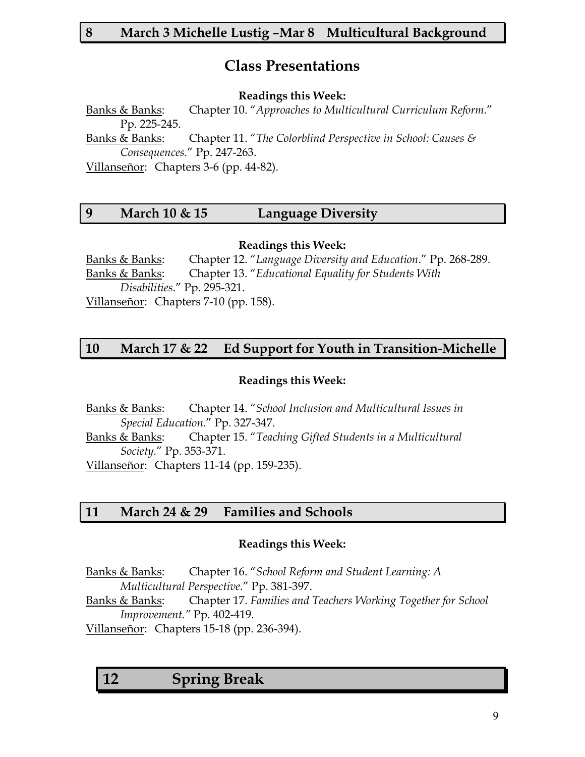## 8 March 3 Michelle Lustig –Mar 8 Multicultural Background

## Class Presentations

**Readings this Week:**

Banks & Banks: Chapter 10. "*Approaches to Multicultural Curriculum Reform*." Pp. 225-245.
Banks & Banks: Chapter 11. "*The Colorblind Perspective in School: Causes & Consequences*." Pp. 247-263.
Villanseñor: Chapters 3-6 (pp. 44-82).

## 9 March 10 & 15 Language Diversity

**Readings this Week:**

Banks & Banks: Chapter 12. "*Language Diversity and Education*." Pp. 268-289.
Banks & Banks: Chapter 13. "*Educational Equality for Students With Disabilities*." Pp. 295-321.
Villanseñor: Chapters 7-10 (pp. 158).

## 10 March 17 & 22 Ed Support for Youth in Transition-Michelle

**Readings this Week:**

Banks & Banks: Chapter 14. "*School Inclusion and Multicultural Issues in Special Education*." Pp. 327-347.
Banks & Banks: Chapter 15. "*Teaching Gifted Students in a Multicultural Society*." Pp. 353-371.
Villanseñor: Chapters 11-14 (pp. 159-235).

## 11 March 24 & 29 Families and Schools

**Readings this Week:**

Banks & Banks: Chapter 16. "*School Reform and Student Learning: A Multicultural Perspective*." Pp. 381-397.
Banks & Banks: Chapter 17. *Families and Teachers Working Together for School Improvement."* Pp. 402-419.
Villanseñor: Chapters 15-18 (pp. 236-394).

## 12 Spring Break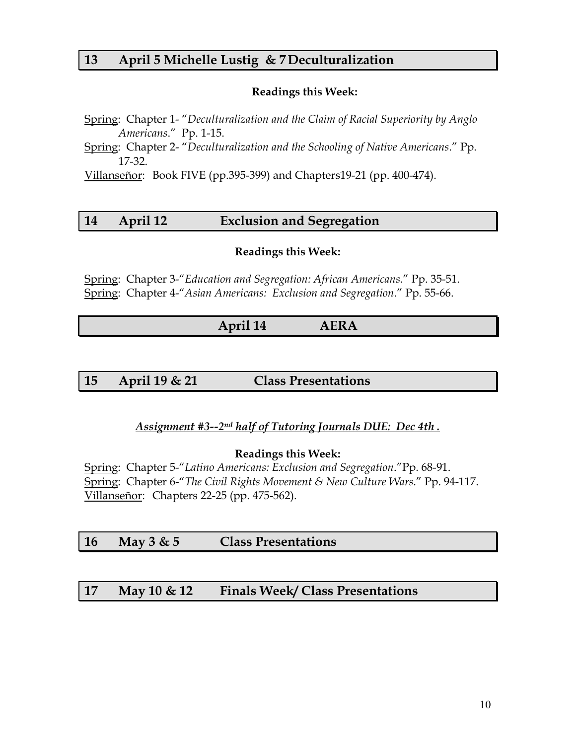## 13 April 5 Michelle Lustig & 7 Deculturalization

**Readings this Week:**

Spring: Chapter 1- "*Deculturalization and the Claim of Racial Superiority by Anglo Americans*." Pp. 1-15.
Spring: Chapter 2- "*Deculturalization and the Schooling of Native Americans*." Pp. 17-32.
Villanseñor: Book FIVE (pp.395-399) and Chapters19-21 (pp. 400-474).

## 14 April 12 Exclusion and Segregation

**Readings this Week:**

Spring: Chapter 3-"*Education and Segregation: African Americans.*" Pp. 35-51.
Spring: Chapter 4-"*Asian Americans: Exclusion and Segregation*." Pp. 55-66.

## April 14 AERA

## 15 April 19 & 21 Class Presentations

***Assignment #3--2nd half of Tutoring Journals DUE: Dec 4th .***

**Readings this Week:**

Spring: Chapter 5-"*Latino Americans: Exclusion and Segregation*."Pp. 68-91.
Spring: Chapter 6-"*The Civil Rights Movement & New Culture Wars*." Pp. 94-117.
Villanseñor: Chapters 22-25 (pp. 475-562).

## 16 May 3 & 5 Class Presentations

## 17 May 10 & 12 Finals Week/ Class Presentations